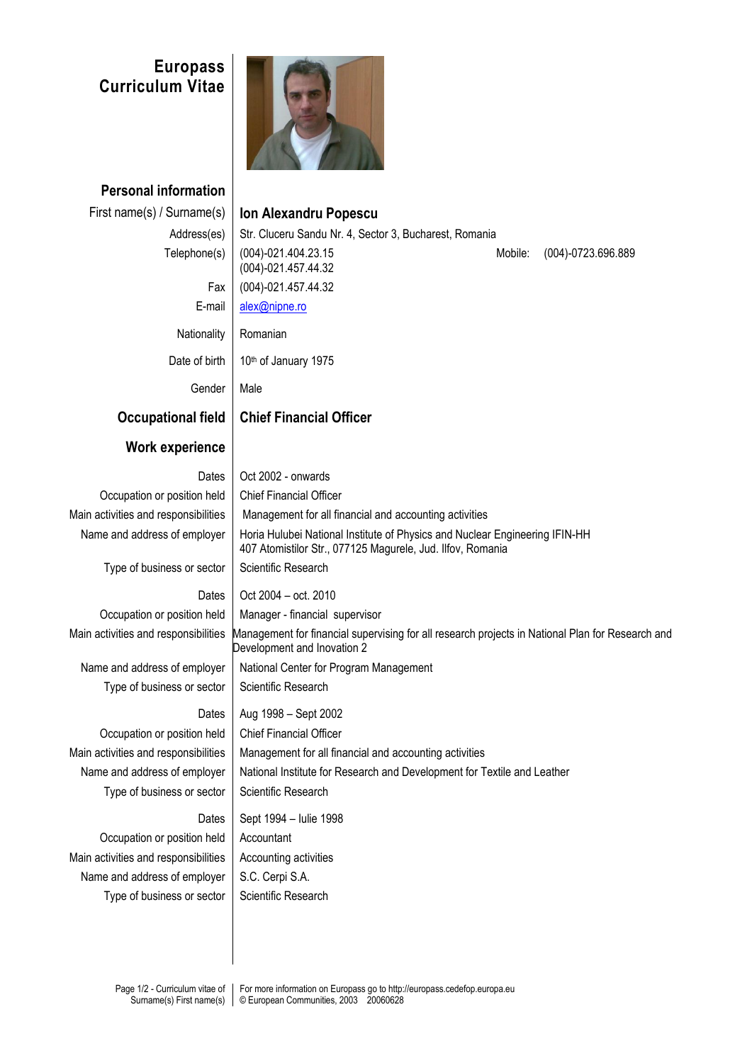# Europass Curriculum Vitae

## Personal information

| | |
|---|---|
| First name(s) / Surname(s) | **Ion Alexandru Popescu** |
| Address(es) | Str. Cluceru Sandu Nr. 4, Sector 3, Bucharest, Romania |
| Telephone(s) | (004)-021.404.23.15<br>(004)-021.457.44.32 — Mobile: (004)-0723.696.889 |
| Fax | (004)-021.457.44.32 |
| E-mail | alex@nipne.ro |
| Nationality | Romanian |
| Date of birth | 10th of January 1975 |
| Gender | Male |

## Occupational field

**Chief Financial Officer**

## Work experience

| | |
|---|---|
| Dates | Oct 2002 - onwards |
| Occupation or position held | Chief Financial Officer |
| Main activities and responsibilities | Management for all financial and accounting activities |
| Name and address of employer | Horia Hulubei National Institute of Physics and Nuclear Engineering IFIN-HH<br>407 Atomistilor Str., 077125 Magurele, Jud. Ilfov, Romania |
| Type of business or sector | Scientific Research |

| | |
|---|---|
| Dates | Oct 2004 – oct. 2010 |
| Occupation or position held | Manager - financial supervisor |
| Main activities and responsibilities | Management for financial supervising for all research projects in National Plan for Research and Development and Inovation 2 |
| Name and address of employer | National Center for Program Management |
| Type of business or sector | Scientific Research |

| | |
|---|---|
| Dates | Aug 1998 – Sept 2002 |
| Occupation or position held | Chief Financial Officer |
| Main activities and responsibilities | Management for all financial and accounting activities |
| Name and address of employer | National Institute for Research and Development for Textile and Leather |
| Type of business or sector | Scientific Research |

| | |
|---|---|
| Dates | Sept 1994 – Iulie 1998 |
| Occupation or position held | Accountant |
| Main activities and responsibilities | Accounting activities |
| Name and address of employer | S.C. Cerpi S.A. |
| Type of business or sector | Scientific Research |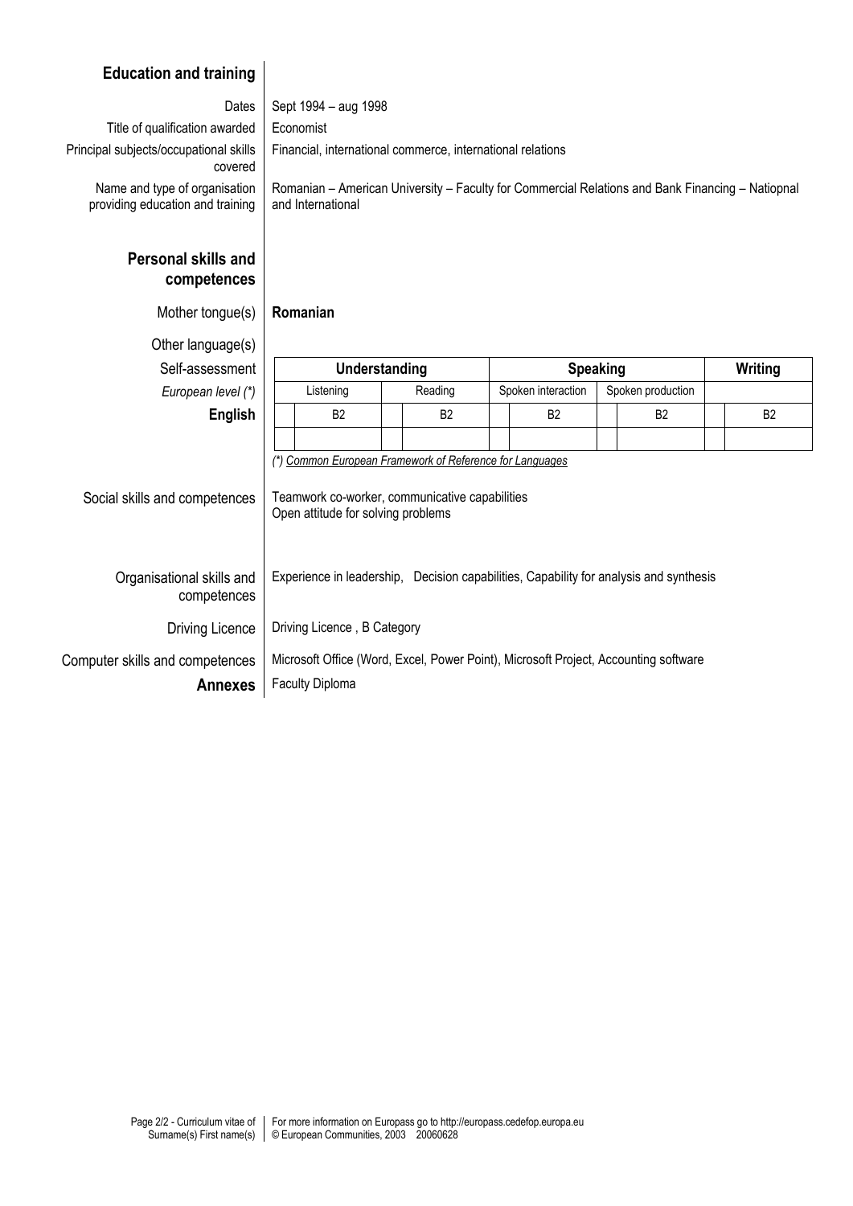## Education and training

**Dates:** Sept 1994 – aug 1998

**Title of qualification awarded:** Economist

**Principal subjects/occupational skills covered:** Financial, international commerce, international relations

**Name and type of organisation providing education and training:** Romanian – American University – Faculty for Commercial Relations and Bank Financing – Natiopnal and International

## Personal skills and competences

**Mother tongue(s):** **Romanian**

**Other language(s)**

| Self-assessment | Understanding | | Speaking | | Writing |
|---|---|---|---|---|---|
| *European level (\*)* | Listening | Reading | Spoken interaction | Spoken production | |
| **English** | B2 | B2 | B2 | B2 | B2 |
| | | | | | |

*(\*) Common European Framework of Reference for Languages*

**Social skills and competences:** Teamwork co-worker, communicative capabilities
Open attitude for solving problems

**Organisational skills and competences:** Experience in leadership, Decision capabilities, Capability for analysis and synthesis

**Driving Licence:** Driving Licence , B Category

**Computer skills and competences:** Microsoft Office (Word, Excel, Power Point), Microsoft Project, Accounting software

**Annexes:** Faculty Diploma